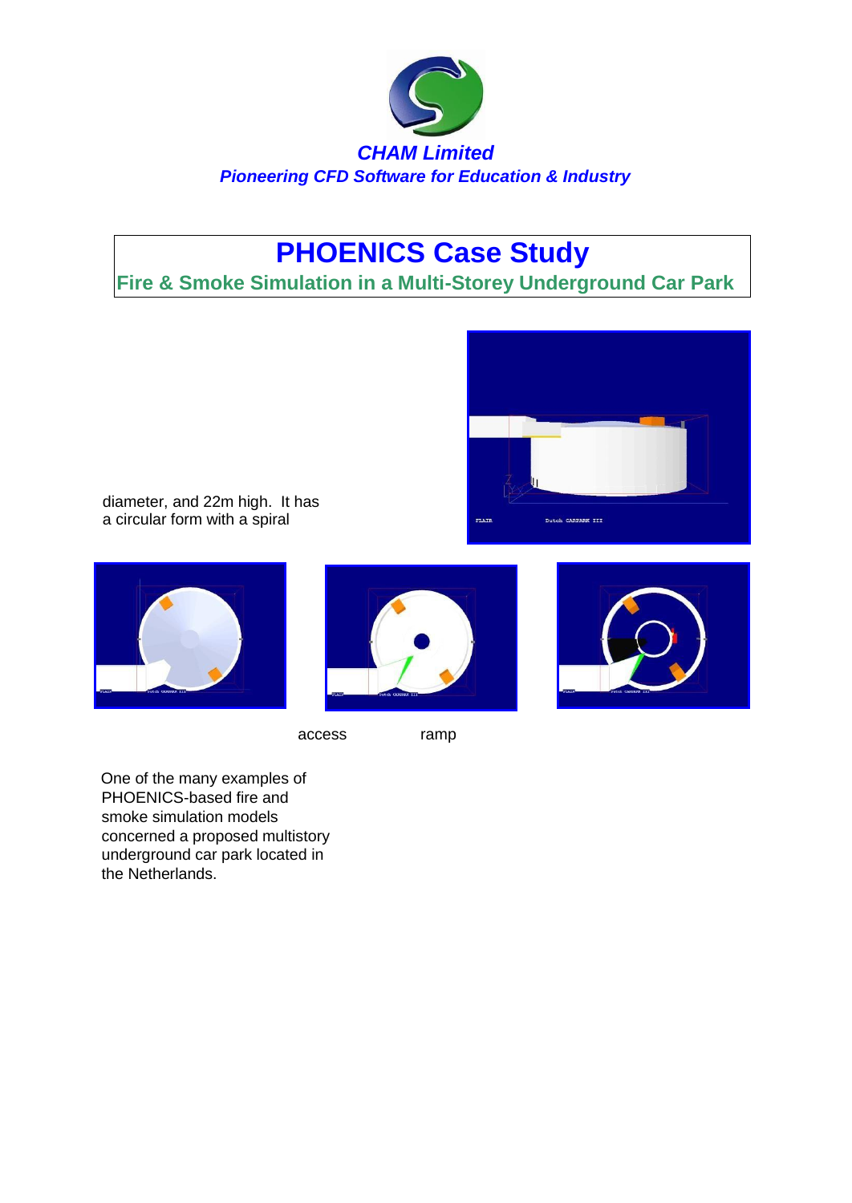*CHAM Limited*

***Pioneering CFD Software for Education & Industry***

# PHOENICS Case Study

## Fire & Smoke Simulation in a Multi-Storey Underground Car Park

diameter, and 22m high. It has a circular form with a spiral

access ramp

One of the many examples of PHOENICS-based fire and smoke simulation models concerned a proposed multistory underground car park located in the Netherlands.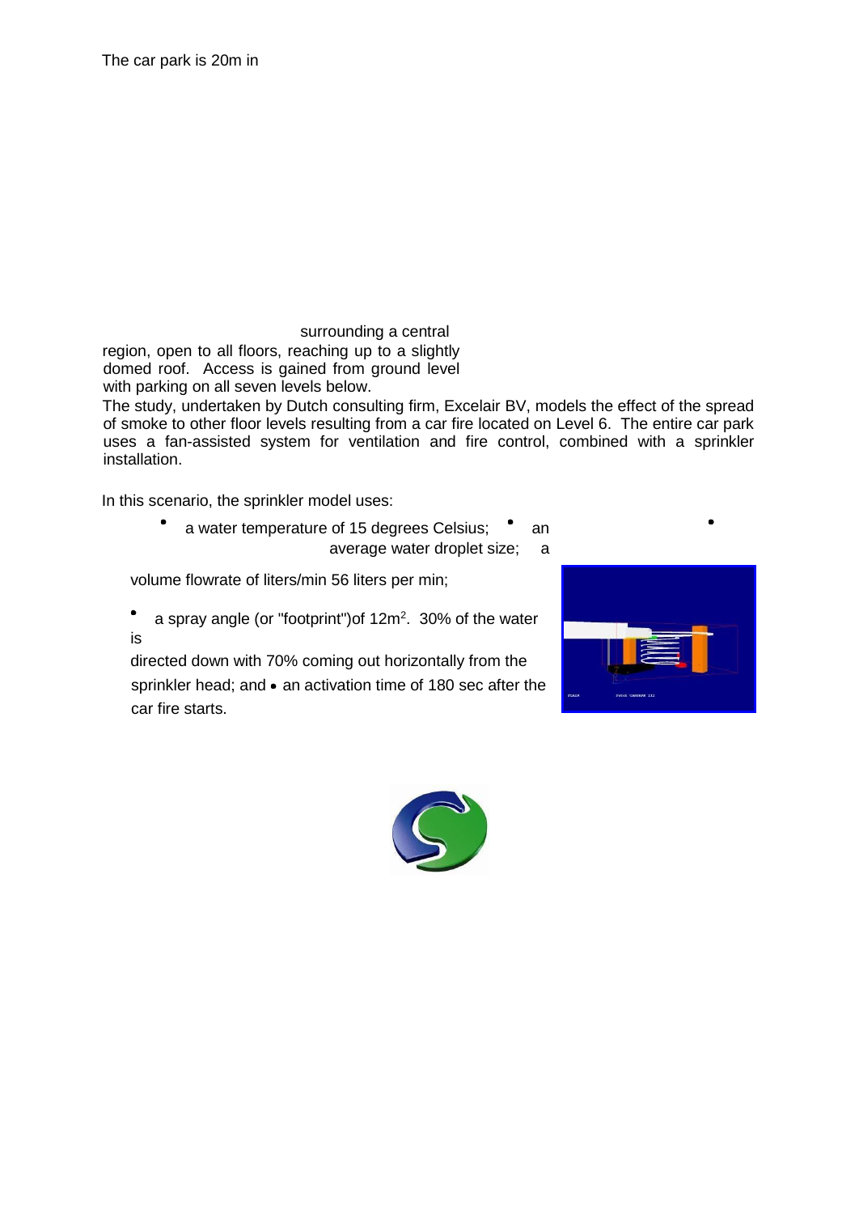The car park is 20m in

surrounding a central region, open to all floors, reaching up to a slightly domed roof. Access is gained from ground level with parking on all seven levels below.

The study, undertaken by Dutch consulting firm, Excelair BV, models the effect of the spread of smoke to other floor levels resulting from a car fire located on Level 6. The entire car park uses a fan-assisted system for ventilation and fire control, combined with a sprinkler installation.

In this scenario, the sprinkler model uses:

- a water temperature of 15 degrees Celsius;
- an average water droplet size;
- a volume flowrate of liters/min 56 liters per min;
- a spray angle (or "footprint")of 12m$^2$. 30% of the water is directed down with 70% coming out horizontally from the sprinkler head; and
- an activation time of 180 sec after the car fire starts.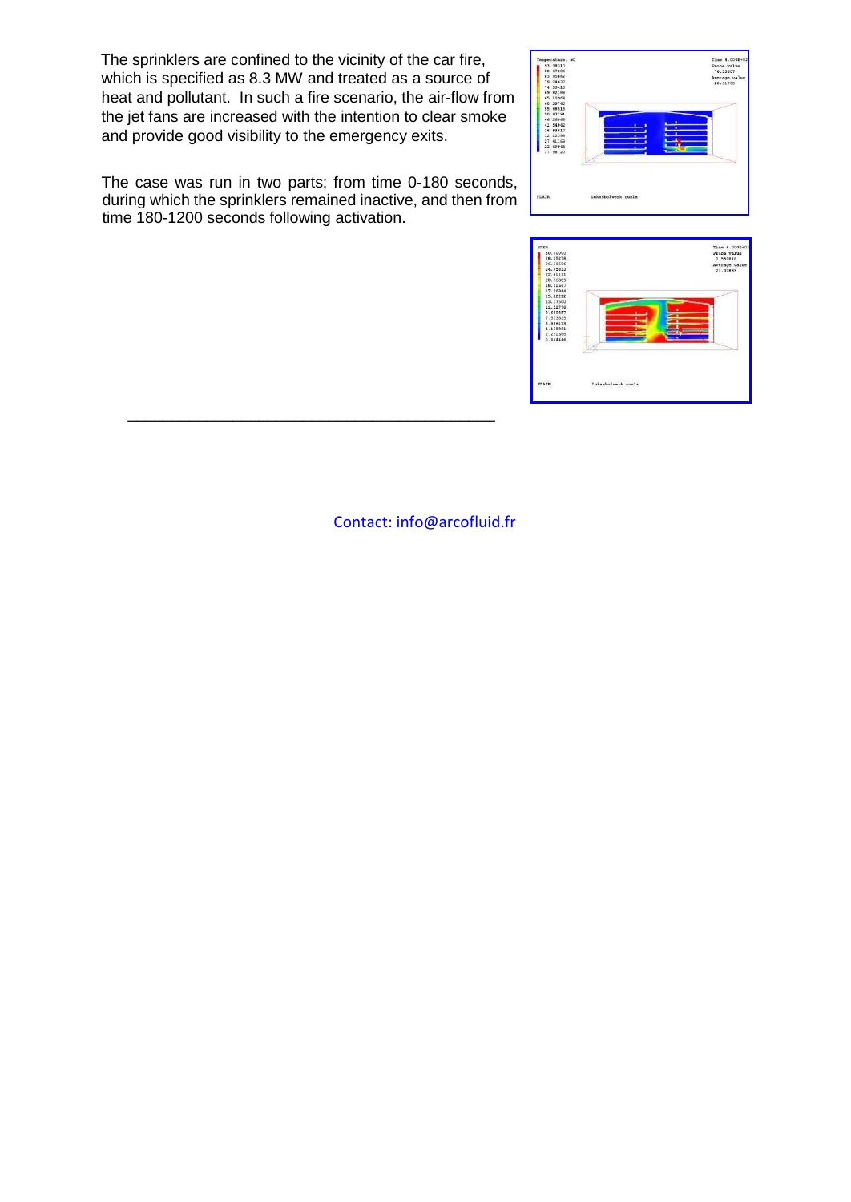The sprinklers are confined to the vicinity of the car fire, which is specified as 8.3 MW and treated as a source of heat and pollutant. In such a fire scenario, the air-flow from the jet fans are increased with the intention to clear smoke and provide good visibility to the emergency exits.

The case was run in two parts; from time 0-180 seconds, during which the sprinklers remained inactive, and then from time 180-1200 seconds following activation.

---

Contact: info@arcofluid.fr